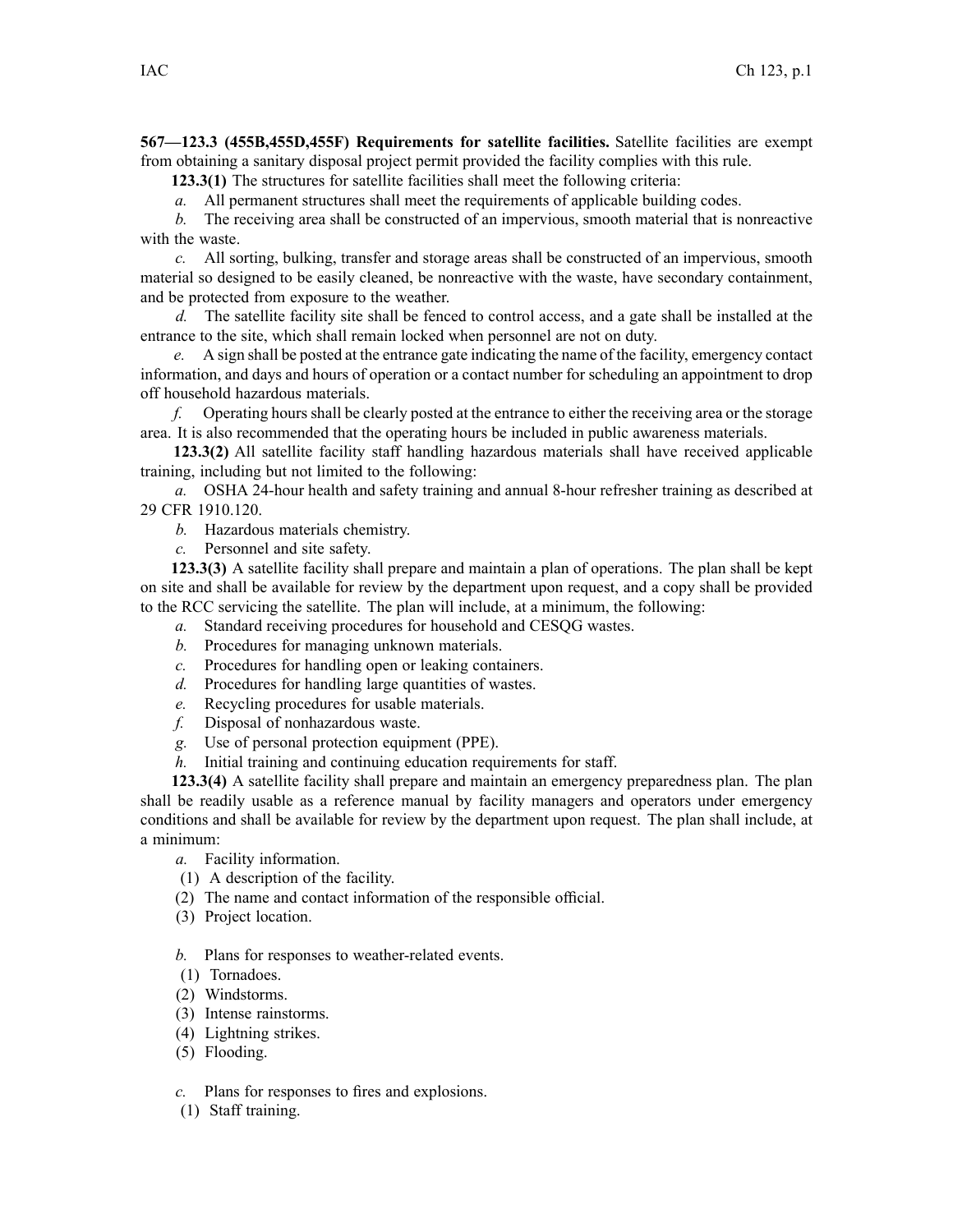**567—123.3 (455B,455D,455F) Requirements for satellite facilities.** Satellite facilities are exempt from obtaining a sanitary disposal project permit provided the facility complies with this rule.

**123.3(1)** The structures for satellite facilities shall meet the following criteria:

*a.* All permanent structures shall meet the requirements of applicable building codes.

*b.* The receiving area shall be constructed of an impervious, smooth material that is nonreactive with the waste.

*c.* All sorting, bulking, transfer and storage areas shall be constructed of an impervious, smooth material so designed to be easily cleaned, be nonreactive with the waste, have secondary containment, and be protected from exposure to the weather.

*d.* The satellite facility site shall be fenced to control access, and a gate shall be installed at the entrance to the site, which shall remain locked when personnel are not on duty.

*e.* A sign shall be posted at the entrance gate indicating the name of the facility, emergency contact information, and days and hours of operation or a contact number for scheduling an appointment to drop off household hazardous materials.

*f.* Operating hours shall be clearly posted at the entrance to either the receiving area or the storage area. It is also recommended that the operating hours be included in public awareness materials.

**123.3(2)** All satellite facility staff handling hazardous materials shall have received applicable training, including but not limited to the following:

*a.* OSHA 24-hour health and safety training and annual 8-hour refresher training as described at 29 CFR 1910.120.

*b.* Hazardous materials chemistry.

*c.* Personnel and site safety.

**123.3(3)** A satellite facility shall prepare and maintain a plan of operations. The plan shall be kept on site and shall be available for review by the department upon request, and a copy shall be provided to the RCC servicing the satellite. The plan will include, at a minimum, the following:

*a.* Standard receiving procedures for household and CESQG wastes.

*b.* Procedures for managing unknown materials.

*c.* Procedures for handling open or leaking containers.

*d.* Procedures for handling large quantities of wastes.

*e.* Recycling procedures for usable materials.

*f.* Disposal of nonhazardous waste.

*g.* Use of personal protection equipment (PPE).

*h.* Initial training and continuing education requirements for staff.

**123.3(4)** A satellite facility shall prepare and maintain an emergency preparedness plan. The plan shall be readily usable as a reference manual by facility managers and operators under emergency conditions and shall be available for review by the department upon request. The plan shall include, at a minimum:

*a.* Facility information.

(1) A description of the facility.

(2) The name and contact information of the responsible official.

(3) Project location.

*b.* Plans for responses to weather-related events.

(1) Tornadoes.

(2) Windstorms.

(3) Intense rainstorms.

(4) Lightning strikes.

(5) Flooding.

*c.* Plans for responses to fires and explosions.

(1) Staff training.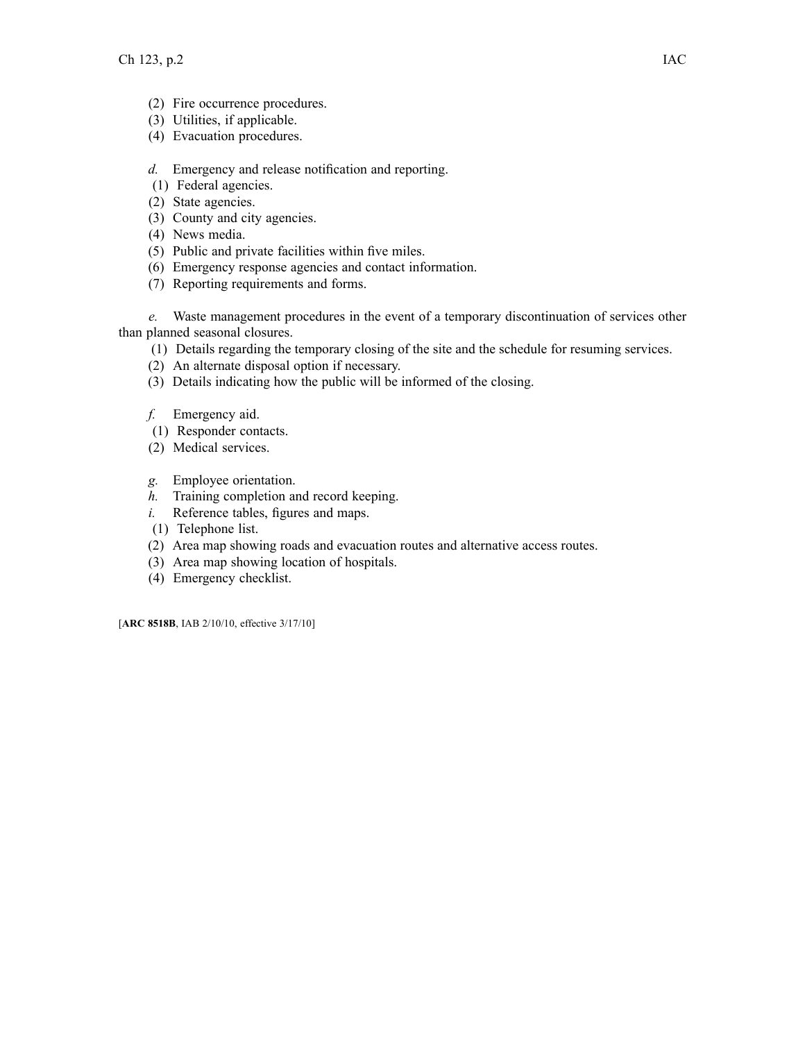(2) Fire occurrence procedures.

(3) Utilities, if applicable.

(4) Evacuation procedures.

*d.* Emergency and release notification and reporting.

(1) Federal agencies.

(2) State agencies.

(3) County and city agencies.

(4) News media.

(5) Public and private facilities within five miles.

(6) Emergency response agencies and contact information.

(7) Reporting requirements and forms.

*e.* Waste management procedures in the event of a temporary discontinuation of services other than planned seasonal closures.

(1) Details regarding the temporary closing of the site and the schedule for resuming services.

(2) An alternate disposal option if necessary.

(3) Details indicating how the public will be informed of the closing.

*f.* Emergency aid.

(1) Responder contacts.

(2) Medical services.

*g.* Employee orientation.

*h.* Training completion and record keeping.

*i.* Reference tables, figures and maps.

(1) Telephone list.

(2) Area map showing roads and evacuation routes and alternative access routes.

(3) Area map showing location of hospitals.

(4) Emergency checklist.

[**ARC 8518B**, IAB 2/10/10, effective 3/17/10]